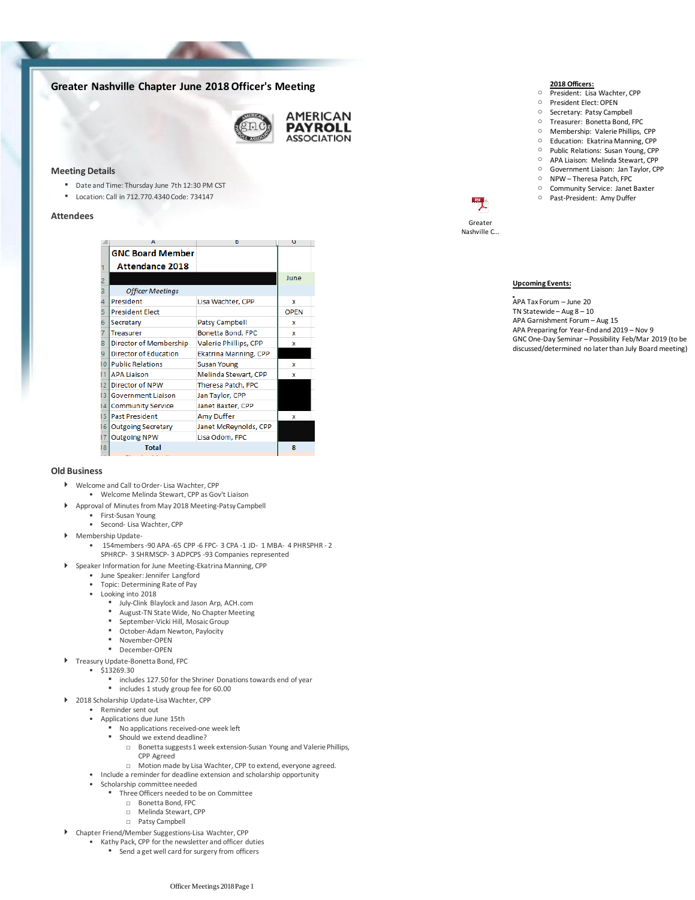# Greater Nashville Chapter June 2018 Officer's Meeting

**2018 Officers:**

- President: Lisa Wachter, CPP
- President Elect: OPEN
- Secretary: Patsy Campbell
- Treasurer: Bonetta Bond, FPC
- Membership: Valerie Phillips, CPP
- Education: Ekatrina Manning, CPP
- Public Relations: Susan Young, CPP
- APA Liaison: Melinda Stewart, CPP
- Government Liaison: Jan Taylor, CPP
- NPW – Theresa Patch, FPC
- Community Service: Janet Baxter
- Past-President: Amy Duffer

Greater Nashville C...

## Meeting Details

- Date and Time: Thursday June 7th 12:30 PM CST
- Location: Call in 712.770.4340 Code: 734147

## Attendees

| GNC Board Member Attendance 2018 | | June |
|---|---|---|
| *Officer Meetings* | | |
| President | Lisa Wachter, CPP | x |
| President Elect | | OPEN |
| Secretary | Patsy Campbell | x |
| Treasurer | Bonetta Bond, FPC | x |
| Director of Membership | Valerie Phillips, CPP | x |
| Director of Education | Ekatrina Manning, CPP | |
| Public Relations | Susan Young | x |
| APA Liaison | Melinda Stewart, CPP | x |
| Director of NPW | Theresa Patch, FPC | |
| Government Liaison | Jan Taylor, CPP | |
| Community Service | Janet Baxter, CPP | |
| Past President | Amy Duffer | x |
| Outgoing Secretary | Janet McReynolds, CPP | |
| Outgoing NPW | Lisa Odom, FPC | |
| **Total** | | **8** |

**Upcoming Events:**

APA Tax Forum – June 20
TN Statewide – Aug 8 – 10
APA Garnishment Forum – Aug 15
APA Preparing for Year-End and 2019 – Nov 9
GNC One-Day Seminar – Possibility Feb/Mar 2019 (to be discussed/determined no later than July Board meeting)

## Old Business

- Welcome and Call to Order- Lisa Wachter, CPP
  - Welcome Melinda Stewart, CPP as Gov't Liaison
- Approval of Minutes from May 2018 Meeting-Patsy Campbell
  - First-Susan Young
  - Second- Lisa Wachter, CPP
- Membership Update-
  - 154members -90 APA -65 CPP -6 FPC- 3 CPA -1 JD- 1 MBA- 4 PHRSPHR - 2 SPHRCP- 3 SHRMSCP- 3 ADPCPS -93 Companies represented
- Speaker Information for June Meeting-Ekatrina Manning, CPP
  - June Speaker: Jennifer Langford
  - Topic: Determining Rate of Pay
  - Looking into 2018
    - July-Clink Blaylock and Jason Arp, ACH.com
    - August-TN State Wide, No Chapter Meeting
    - September-Vicki Hill, Mosaic Group
    - October-Adam Newton, Paylocity
    - November-OPEN
    - December-OPEN
- Treasury Update-Bonetta Bond, FPC
  - $13269.30
    - includes 127.50 for the Shriner Donations towards end of year
    - includes 1 study group fee for 60.00
- 2018 Scholarship Update-Lisa Wachter, CPP
  - Reminder sent out
  - Applications due June 15th
    - No applications received-one week left
    - Should we extend deadline?
      - Bonetta suggests 1 week extension-Susan Young and Valerie Phillips, CPP Agreed
      - Motion made by Lisa Wachter, CPP to extend, everyone agreed.
  - Include a reminder for deadline extension and scholarship opportunity
  - Scholarship committee needed
    - Three Officers needed to be on Committee
      - Bonetta Bond, FPC
      - Melinda Stewart, CPP
      - Patsy Campbell
- Chapter Friend/Member Suggestions-Lisa Wachter, CPP
  - Kathy Pack, CPP for the newsletter and officer duties
    - Send a get well card for surgery from officers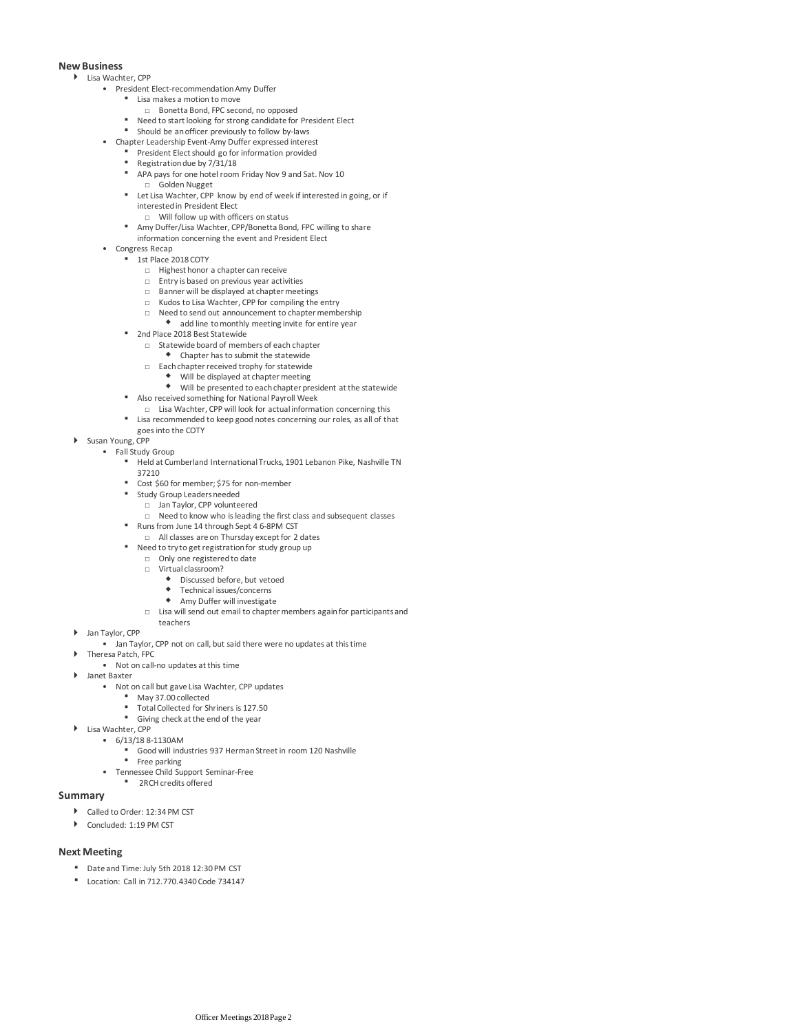## New Business

- Lisa Wachter, CPP
  - President Elect-recommendation Amy Duffer
    - Lisa makes a motion to move
      - Bonetta Bond, FPC second, no opposed
    - Need to start looking for strong candidate for President Elect
    - Should be an officer previously to follow by-laws
  - Chapter Leadership Event-Amy Duffer expressed interest
    - President Elect should go for information provided
    - Registration due by 7/31/18
    - APA pays for one hotel room Friday Nov 9 and Sat. Nov 10
      - Golden Nugget
    - Let Lisa Wachter, CPP know by end of week if interested in going, or if interested in President Elect
      - Will follow up with officers on status
    - Amy Duffer/Lisa Wachter, CPP/Bonetta Bond, FPC willing to share information concerning the event and President Elect
  - Congress Recap
    - 1st Place 2018 COTY
      - Highest honor a chapter can receive
      - Entry is based on previous year activities
      - Banner will be displayed at chapter meetings
      - Kudos to Lisa Wachter, CPP for compiling the entry
      - Need to send out announcement to chapter membership
        - add line to monthly meeting invite for entire year
    - 2nd Place 2018 Best Statewide
      - Statewide board of members of each chapter
        - Chapter has to submit the statewide
      - Each chapter received trophy for statewide
        - Will be displayed at chapter meeting
        - Will be presented to each chapter president at the statewide
    - Also received something for National Payroll Week
      - Lisa Wachter, CPP will look for actual information concerning this
    - Lisa recommended to keep good notes concerning our roles, as all of that goes into the COTY
- Susan Young, CPP
  - Fall Study Group
    - Held at Cumberland International Trucks, 1901 Lebanon Pike, Nashville TN 37210
    - Cost $60 for member; $75 for non-member
    - Study Group Leaders needed
      - Jan Taylor, CPP volunteered
      - Need to know who is leading the first class and subsequent classes
    - Runs from June 14 through Sept 4 6-8PM CST
      - All classes are on Thursday except for 2 dates
    - Need to try to get registration for study group up
      - Only one registered to date
      - Virtual classroom?
        - Discussed before, but vetoed
        - Technical issues/concerns
        - Amy Duffer will investigate
      - Lisa will send out email to chapter members again for participants and teachers
- Jan Taylor, CPP
  - Jan Taylor, CPP not on call, but said there were no updates at this time
- Theresa Patch, FPC
  - Not on call-no updates at this time
- Janet Baxter
  - Not on call but gave Lisa Wachter, CPP updates
    - May 37.00 collected
    - Total Collected for Shriners is 127.50
    - Giving check at the end of the year
- Lisa Wachter, CPP
  - 6/13/18 8-1130AM
    - Good will industries 937 Herman Street in room 120 Nashville
    - Free parking
  - Tennessee Child Support Seminar-Free
    - 2RCH credits offered

## Summary

- Called to Order: 12:34 PM CST
- Concluded: 1:19 PM CST

## Next Meeting

- Date and Time: July 5th 2018 12:30 PM CST
- Location: Call in 712.770.4340 Code 734147